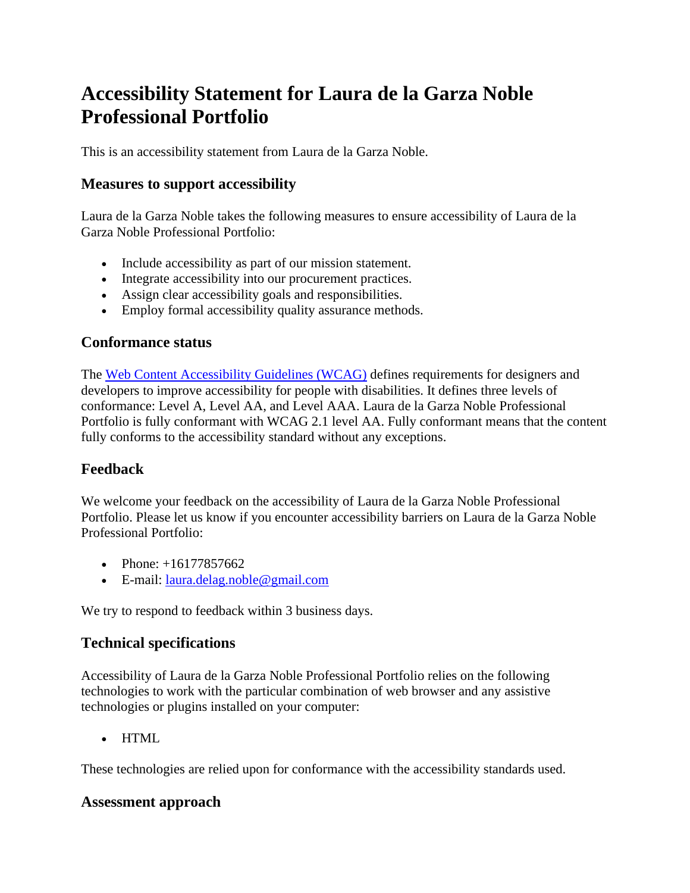# Accessibility Statement for Laura de la Garza Noble Professional Portfolio

This is an accessibility statement from Laura de la Garza Noble.

## Measures to support accessibility

Laura de la Garza Noble takes the following measures to ensure accessibility of Laura de la Garza Noble Professional Portfolio:

- Include accessibility as part of our mission statement.
- Integrate accessibility into our procurement practices.
- Assign clear accessibility goals and responsibilities.
- Employ formal accessibility quality assurance methods.

## Conformance status

The [Web Content Accessibility Guidelines (WCAG)](https://www.w3.org/WAI/standards-guidelines/wcag/) defines requirements for designers and developers to improve accessibility for people with disabilities. It defines three levels of conformance: Level A, Level AA, and Level AAA. Laura de la Garza Noble Professional Portfolio is fully conformant with WCAG 2.1 level AA. Fully conformant means that the content fully conforms to the accessibility standard without any exceptions.

## Feedback

We welcome your feedback on the accessibility of Laura de la Garza Noble Professional Portfolio. Please let us know if you encounter accessibility barriers on Laura de la Garza Noble Professional Portfolio:

- Phone: +16177857662
- E-mail: [laura.delag.noble@gmail.com](mailto:laura.delag.noble@gmail.com)

We try to respond to feedback within 3 business days.

## Technical specifications

Accessibility of Laura de la Garza Noble Professional Portfolio relies on the following technologies to work with the particular combination of web browser and any assistive technologies or plugins installed on your computer:

- HTML

These technologies are relied upon for conformance with the accessibility standards used.

## Assessment approach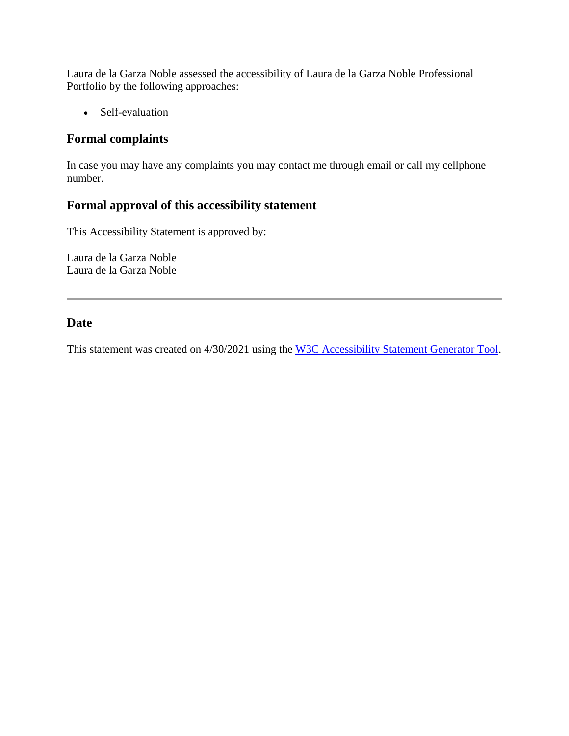Laura de la Garza Noble assessed the accessibility of Laura de la Garza Noble Professional Portfolio by the following approaches:

- Self-evaluation

## Formal complaints

In case you may have any complaints you may contact me through email or call my cellphone number.

## Formal approval of this accessibility statement

This Accessibility Statement is approved by:

Laura de la Garza Noble  
Laura de la Garza Noble

---

## Date

This statement was created on 4/30/2021 using the W3C Accessibility Statement Generator Tool.